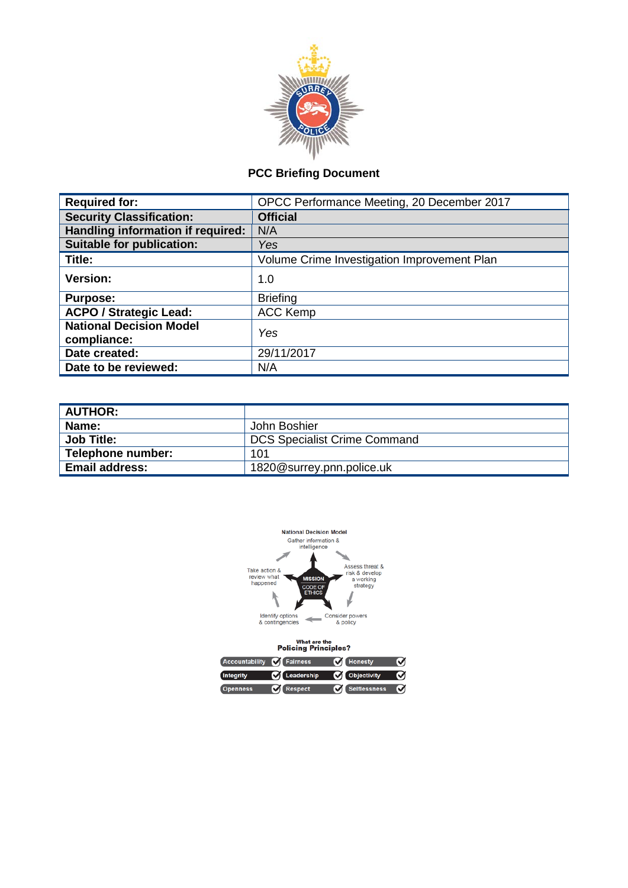**PCC Briefing Document**

| | |
|---|---|
| **Required for:** | OPCC Performance Meeting, 20 December 2017 |
| **Security Classification:** | **Official** |
| **Handling information if required:** | N/A |
| **Suitable for publication:** | *Yes* |
| **Title:** | Volume Crime Investigation Improvement Plan |
| **Version:** | 1.0 |
| **Purpose:** | Briefing |
| **ACPO / Strategic Lead:** | ACC Kemp |
| **National Decision Model compliance:** | *Yes* |
| **Date created:** | 29/11/2017 |
| **Date to be reviewed:** | N/A |

| **AUTHOR:** | |
|---|---|
| **Name:** | John Boshier |
| **Job Title:** | DCS Specialist Crime Command |
| **Telephone number:** | 101 |
| **Email address:** | 1820@surrey.pnn.police.uk |

National Decision Model

Gather information & intelligence

Assess threat & risk & develop a working strategy

Consider powers & policy

Identify options & contingencies

Take action & review what happened

MISSION

CODE OF ETHICS

What are the **Policing Principles?**

Accountability, Fairness, Honesty, Integrity, Leadership, Objectivity, Openness, Respect, Selflessness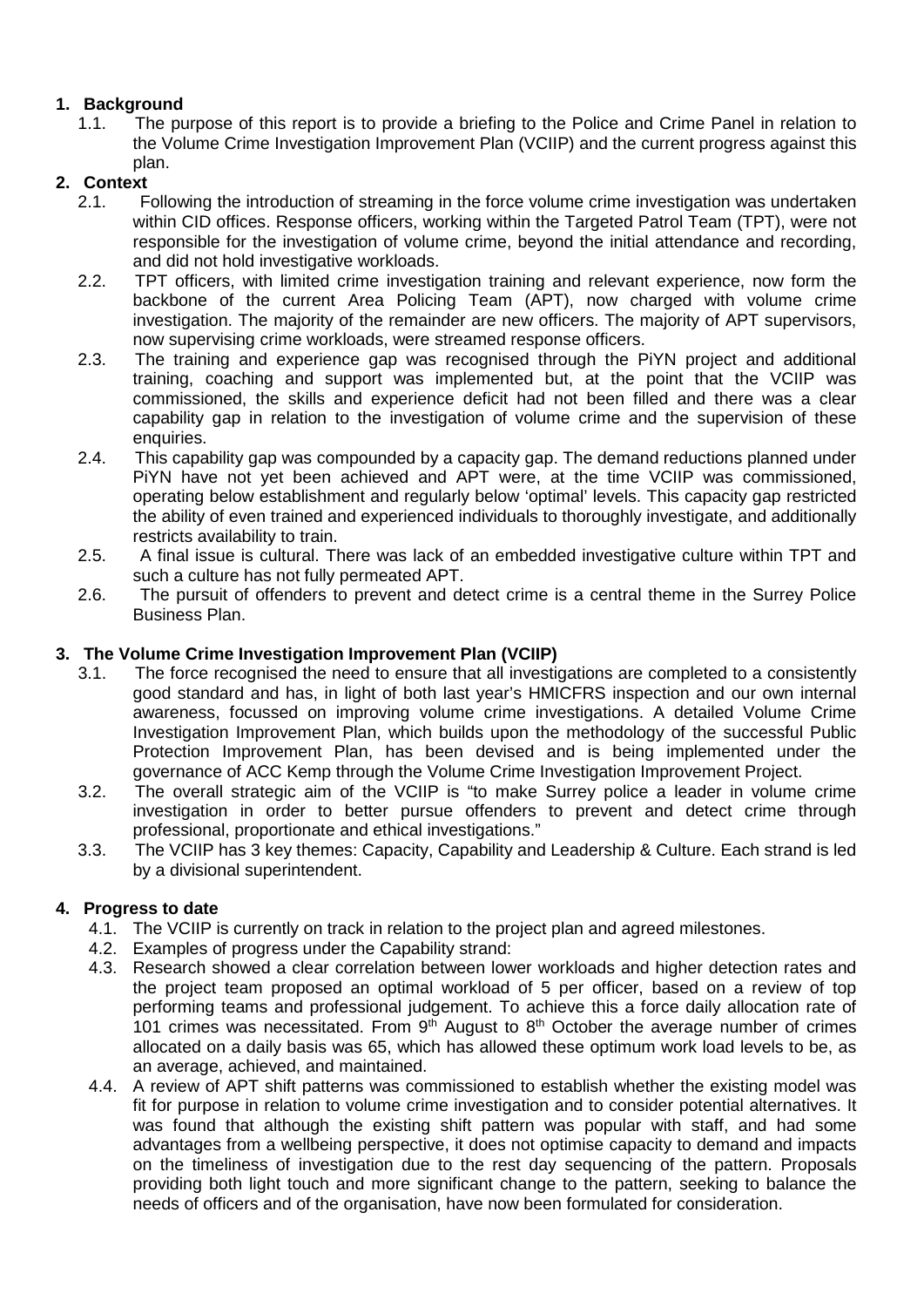## 1. Background

1.1. The purpose of this report is to provide a briefing to the Police and Crime Panel in relation to the Volume Crime Investigation Improvement Plan (VCIIP) and the current progress against this plan.

## 2. Context

2.1. Following the introduction of streaming in the force volume crime investigation was undertaken within CID offices. Response officers, working within the Targeted Patrol Team (TPT), were not responsible for the investigation of volume crime, beyond the initial attendance and recording, and did not hold investigative workloads.

2.2. TPT officers, with limited crime investigation training and relevant experience, now form the backbone of the current Area Policing Team (APT), now charged with volume crime investigation. The majority of the remainder are new officers. The majority of APT supervisors, now supervising crime workloads, were streamed response officers.

2.3. The training and experience gap was recognised through the PiYN project and additional training, coaching and support was implemented but, at the point that the VCIIP was commissioned, the skills and experience deficit had not been filled and there was a clear capability gap in relation to the investigation of volume crime and the supervision of these enquiries.

2.4. This capability gap was compounded by a capacity gap. The demand reductions planned under PiYN have not yet been achieved and APT were, at the time VCIIP was commissioned, operating below establishment and regularly below 'optimal' levels. This capacity gap restricted the ability of even trained and experienced individuals to thoroughly investigate, and additionally restricts availability to train.

2.5. A final issue is cultural. There was lack of an embedded investigative culture within TPT and such a culture has not fully permeated APT.

2.6. The pursuit of offenders to prevent and detect crime is a central theme in the Surrey Police Business Plan.

## 3. The Volume Crime Investigation Improvement Plan (VCIIP)

3.1. The force recognised the need to ensure that all investigations are completed to a consistently good standard and has, in light of both last year's HMICFRS inspection and our own internal awareness, focussed on improving volume crime investigations. A detailed Volume Crime Investigation Improvement Plan, which builds upon the methodology of the successful Public Protection Improvement Plan, has been devised and is being implemented under the governance of ACC Kemp through the Volume Crime Investigation Improvement Project.

3.2. The overall strategic aim of the VCIIP is "to make Surrey police a leader in volume crime investigation in order to better pursue offenders to prevent and detect crime through professional, proportionate and ethical investigations."

3.3. The VCIIP has 3 key themes: Capacity, Capability and Leadership & Culture. Each strand is led by a divisional superintendent.

## 4. Progress to date

4.1. The VCIIP is currently on track in relation to the project plan and agreed milestones.

4.2. Examples of progress under the Capability strand:

4.3. Research showed a clear correlation between lower workloads and higher detection rates and the project team proposed an optimal workload of 5 per officer, based on a review of top performing teams and professional judgement. To achieve this a force daily allocation rate of 101 crimes was necessitated. From 9th August to 8th October the average number of crimes allocated on a daily basis was 65, which has allowed these optimum work load levels to be, as an average, achieved, and maintained.

4.4. A review of APT shift patterns was commissioned to establish whether the existing model was fit for purpose in relation to volume crime investigation and to consider potential alternatives. It was found that although the existing shift pattern was popular with staff, and had some advantages from a wellbeing perspective, it does not optimise capacity to demand and impacts on the timeliness of investigation due to the rest day sequencing of the pattern. Proposals providing both light touch and more significant change to the pattern, seeking to balance the needs of officers and of the organisation, have now been formulated for consideration.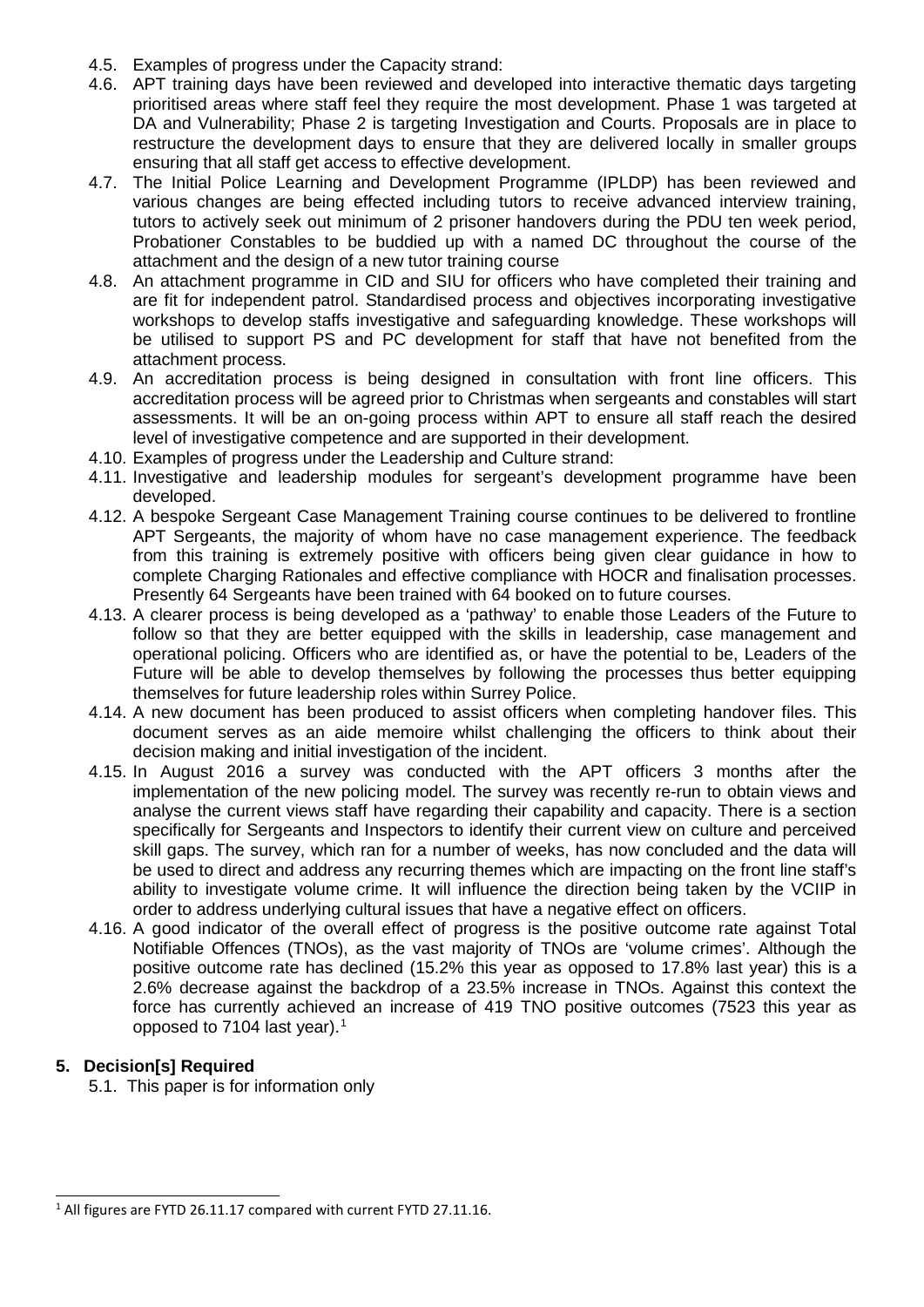4.5. Examples of progress under the Capacity strand:

4.6. APT training days have been reviewed and developed into interactive thematic days targeting prioritised areas where staff feel they require the most development. Phase 1 was targeted at DA and Vulnerability; Phase 2 is targeting Investigation and Courts. Proposals are in place to restructure the development days to ensure that they are delivered locally in smaller groups ensuring that all staff get access to effective development.

4.7. The Initial Police Learning and Development Programme (IPLDP) has been reviewed and various changes are being effected including tutors to receive advanced interview training, tutors to actively seek out minimum of 2 prisoner handovers during the PDU ten week period, Probationer Constables to be buddied up with a named DC throughout the course of the attachment and the design of a new tutor training course

4.8. An attachment programme in CID and SIU for officers who have completed their training and are fit for independent patrol. Standardised process and objectives incorporating investigative workshops to develop staffs investigative and safeguarding knowledge. These workshops will be utilised to support PS and PC development for staff that have not benefited from the attachment process.

4.9. An accreditation process is being designed in consultation with front line officers. This accreditation process will be agreed prior to Christmas when sergeants and constables will start assessments. It will be an on-going process within APT to ensure all staff reach the desired level of investigative competence and are supported in their development.

4.10. Examples of progress under the Leadership and Culture strand:

4.11. Investigative and leadership modules for sergeant's development programme have been developed.

4.12. A bespoke Sergeant Case Management Training course continues to be delivered to frontline APT Sergeants, the majority of whom have no case management experience. The feedback from this training is extremely positive with officers being given clear guidance in how to complete Charging Rationales and effective compliance with HOCR and finalisation processes. Presently 64 Sergeants have been trained with 64 booked on to future courses.

4.13. A clearer process is being developed as a 'pathway' to enable those Leaders of the Future to follow so that they are better equipped with the skills in leadership, case management and operational policing. Officers who are identified as, or have the potential to be, Leaders of the Future will be able to develop themselves by following the processes thus better equipping themselves for future leadership roles within Surrey Police.

4.14. A new document has been produced to assist officers when completing handover files. This document serves as an aide memoire whilst challenging the officers to think about their decision making and initial investigation of the incident.

4.15. In August 2016 a survey was conducted with the APT officers 3 months after the implementation of the new policing model. The survey was recently re-run to obtain views and analyse the current views staff have regarding their capability and capacity. There is a section specifically for Sergeants and Inspectors to identify their current view on culture and perceived skill gaps. The survey, which ran for a number of weeks, has now concluded and the data will be used to direct and address any recurring themes which are impacting on the front line staff's ability to investigate volume crime. It will influence the direction being taken by the VCIIP in order to address underlying cultural issues that have a negative effect on officers.

4.16. A good indicator of the overall effect of progress is the positive outcome rate against Total Notifiable Offences (TNOs), as the vast majority of TNOs are 'volume crimes'. Although the positive outcome rate has declined (15.2% this year as opposed to 17.8% last year) this is a 2.6% decrease against the backdrop of a 23.5% increase in TNOs. Against this context the force has currently achieved an increase of 419 TNO positive outcomes (7523 this year as opposed to 7104 last year).[1]

## 5. Decision[s] Required

5.1. This paper is for information only

---

[1] All figures are FYTD 26.11.17 compared with current FYTD 27.11.16.